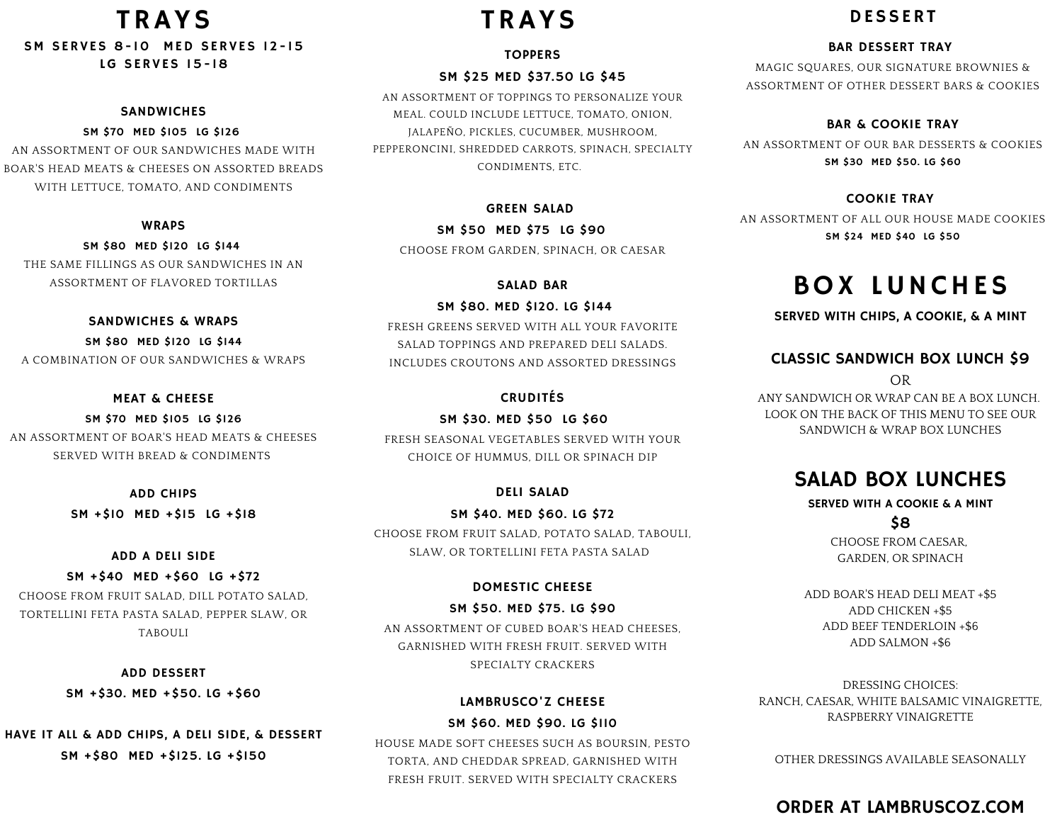# TRAYS

**SM SERVES 8-10 MED SERVES 12-15**
**LG SERVES 15-18**

### SANDWICHES

**SM $70 MED $105 LG $126**

AN ASSORTMENT OF OUR SANDWICHES MADE WITH BOAR'S HEAD MEATS & CHEESES ON ASSORTED BREADS WITH LETTUCE, TOMATO, AND CONDIMENTS

### WRAPS

**SM $80 MED $120 LG $144**

THE SAME FILLINGS AS OUR SANDWICHES IN AN ASSORTMENT OF FLAVORED TORTILLAS

### SANDWICHES & WRAPS

**SM $80 MED $120 LG $144**

A COMBINATION OF OUR SANDWICHES & WRAPS

### MEAT & CHEESE

**SM $70 MED $105 LG $126**

AN ASSORTMENT OF BOAR'S HEAD MEATS & CHEESES SERVED WITH BREAD & CONDIMENTS

### ADD CHIPS

**SM +$10 MED +$15 LG +$18**

### ADD A DELI SIDE

**SM +$40 MED +$60 LG +$72**

CHOOSE FROM FRUIT SALAD, DILL POTATO SALAD, TORTELLINI FETA PASTA SALAD, PEPPER SLAW, OR TABOULI

### ADD DESSERT

**SM +$30. MED +$50. LG +$60**

### HAVE IT ALL & ADD CHIPS, A DELI SIDE, & DESSERT

**SM +$80 MED +$125. LG +$150**

# TRAYS

### TOPPERS

**SM $25 MED $37.50 LG $45**

AN ASSORTMENT OF TOPPINGS TO PERSONALIZE YOUR MEAL. COULD INCLUDE LETTUCE, TOMATO, ONION, JALAPEÑO, PICKLES, CUCUMBER, MUSHROOM, PEPPERONCINI, SHREDDED CARROTS, SPINACH, SPECIALTY CONDIMENTS, ETC.

### GREEN SALAD

**SM $50 MED $75 LG $90**

CHOOSE FROM GARDEN, SPINACH, OR CAESAR

### SALAD BAR

**SM $80. MED $120. LG $144**

FRESH GREENS SERVED WITH ALL YOUR FAVORITE SALAD TOPPINGS AND PREPARED DELI SALADS. INCLUDES CROUTONS AND ASSORTED DRESSINGS

### CRUDITÉS

**SM $30. MED $50 LG $60**

FRESH SEASONAL VEGETABLES SERVED WITH YOUR CHOICE OF HUMMUS, DILL OR SPINACH DIP

### DELI SALAD

**SM $40. MED $60. LG $72**

CHOOSE FROM FRUIT SALAD, POTATO SALAD, TABOULI, SLAW, OR TORTELLINI FETA PASTA SALAD

### DOMESTIC CHEESE

**SM $50. MED $75. LG $90**

AN ASSORTMENT OF CUBED BOAR'S HEAD CHEESES, GARNISHED WITH FRESH FRUIT. SERVED WITH SPECIALTY CRACKERS

### LAMBRUSCO'Z CHEESE

**SM $60. MED $90. LG $110**

HOUSE MADE SOFT CHEESES SUCH AS BOURSIN, PESTO TORTA, AND CHEDDAR SPREAD, GARNISHED WITH FRESH FRUIT. SERVED WITH SPECIALTY CRACKERS

## DESSERT

### BAR DESSERT TRAY

MAGIC SQUARES, OUR SIGNATURE BROWNIES & ASSORTMENT OF OTHER DESSERT BARS & COOKIES

### BAR & COOKIE TRAY

AN ASSORTMENT OF OUR BAR DESSERTS & COOKIES

**SM $30 MED $50. LG $60**

### COOKIE TRAY

AN ASSORTMENT OF ALL OUR HOUSE MADE COOKIES

**SM $24 MED $40 LG $50**

# BOX LUNCHES

**SERVED WITH CHIPS, A COOKIE, & A MINT**

### CLASSIC SANDWICH BOX LUNCH $9

OR

ANY SANDWICH OR WRAP CAN BE A BOX LUNCH. LOOK ON THE BACK OF THIS MENU TO SEE OUR SANDWICH & WRAP BOX LUNCHES

## SALAD BOX LUNCHES

**SERVED WITH A COOKIE & A MINT**

**$8**

CHOOSE FROM CAESAR, GARDEN, OR SPINACH

ADD BOAR'S HEAD DELI MEAT +$5
ADD CHICKEN +$5
ADD BEEF TENDERLOIN +$6
ADD SALMON +$6

DRESSING CHOICES:
RANCH, CAESAR, WHITE BALSAMIC VINAIGRETTE, RASPBERRY VINAIGRETTE

OTHER DRESSINGS AVAILABLE SEASONALLY

**ORDER AT LAMBRUSCOZ.COM**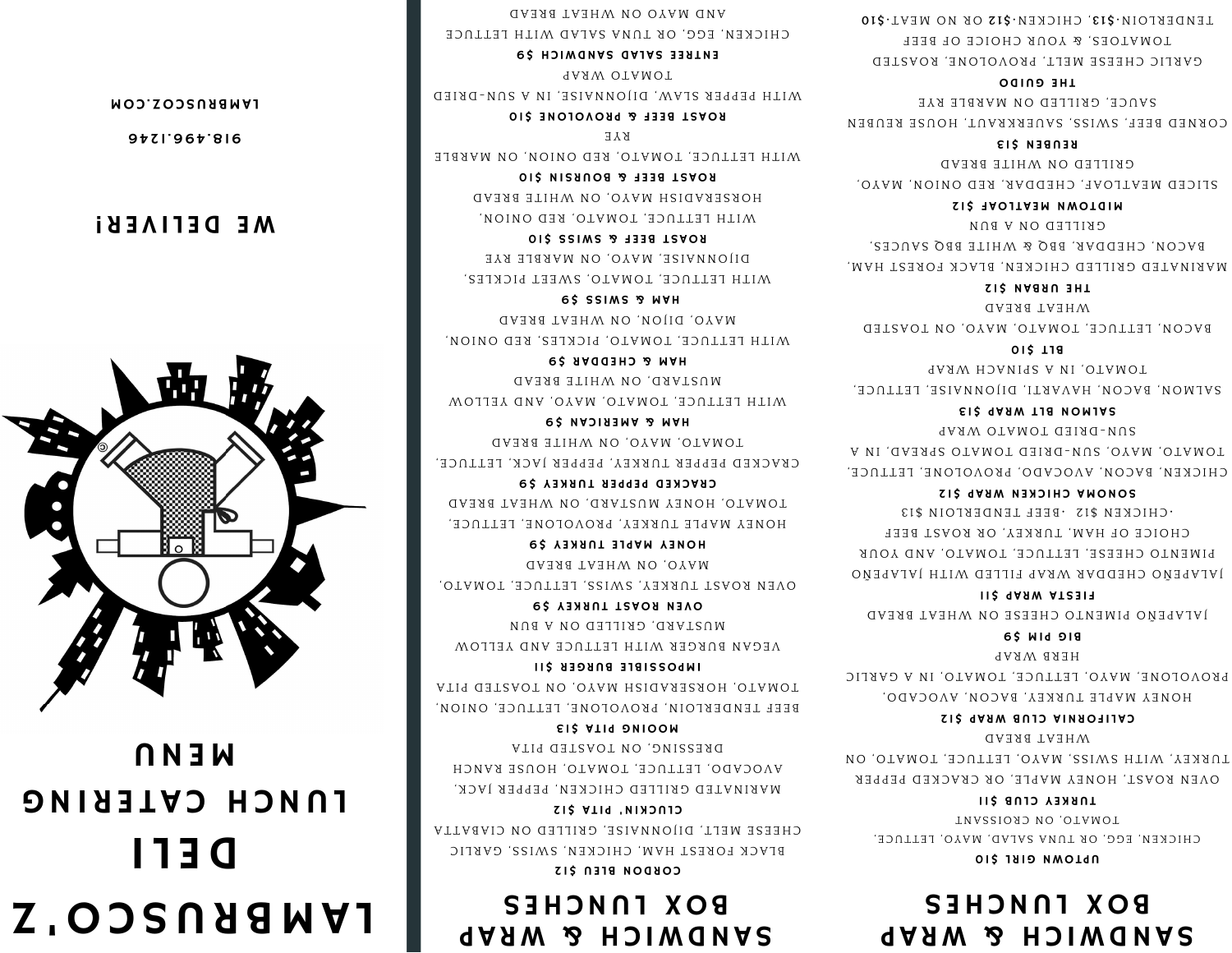## SANDWICH & WRAP BOX LUNCHES

**UPTOWN GIRL $10**
CHICKEN, EGG, OR TUNA SALAD, MAYO, LETTUCE, TOMATO, ON CROISSANT

**TURKEY CLUB $11**
OVEN ROAST, HONEY MAPLE, OR CRACKED PEPPER TURKEY, WITH SWISS, MAYO, LETTUCE, TOMATO, ON WHEAT BREAD

**CALIFORNIA CLUB WRAP $12**
HONEY MAPLE TURKEY, BACON, AVOCADO, PROVOLONE, MAYO, LETTUCE, TOMATO, IN A GARLIC HERB WRAP

**BIG PIM $9**
JALAPEÑO PIMENTO CHEESE ON WHEAT BREAD

**FIESTA WRAP $11**
JALAPEÑO CHEDDAR WRAP FILLED WITH JALAPEÑO PIMENTO CHEESE, LETTUCE, TOMATO, AND YOUR CHOICE OF HAM, TURKEY, OR ROAST BEEF
·CHICKEN $12 ·BEEF TENDERLOIN $13

**SONOMA CHICKEN WRAP $12**
CHICKEN, BACON, AVOCADO, PROVOLONE, LETTUCE, TOMATO, MAYO, SUN-DRIED TOMATO SPREAD, IN A SUN-DRIED TOMATO WRAP

**SALMON BLT WRAP $13**
SALMON, BACON, HAVARTI, DIJONNAISE, LETTUCE, TOMATO, IN A SPINACH WRAP

**BLT $10**
BACON, LETTUCE, TOMATO, MAYO, ON TOASTED WHEAT BREAD

**THE URBAN $12**
MARINATED GRILLED CHICKEN, BLACK FOREST HAM, BACON, CHEDDAR, BBQ & WHITE BBQ SAUCES, GRILLED ON A BUN

**MIDTOWN MEATLOAF $12**
SLICED MEATLOAF, CHEDDAR, RED ONION, MAYO, GRILLED ON WHITE BREAD

**REUBEN $13**
CORNED BEEF, SWISS, SAUERKRAUT, HOUSE REUBEN SAUCE, GRILLED ON MARBLE RYE

**THE GUIDO**
GARLIC CHEESE MELT, PROVOLONE, ROASTED TOMATOES, & YOUR CHOICE OF BEEF TENDERLOIN·$13, CHICKEN·$12 OR NO MEAT·$10

## SANDWICH & WRAP BOX LUNCHES

**CORDON BLEU $12**
BLACK FOREST HAM, CHICKEN, SWISS, GARLIC CHEESE MELT, DIJONNAISE, GRILLED ON CIABATTA

**CLUCKIN' PITA $12**
MARINATED GRILLED CHICKEN, PEPPER JACK, AVOCADO, LETTUCE, TOMATO, HOUSE RANCH DRESSING, ON TOASTED PITA

**MOOING PITA $13**
BEEF TENDERLOIN, PROVOLONE, LETTUCE, ONION, TOMATO, HORSERADISH MAYO, ON TOASTED PITA

**IMPOSSIBLE BURGER $11**
VEGAN BURGER WITH LETTUCE AND YELLOW MUSTARD, GRILLED ON A BUN

**OVEN ROAST TURKEY $9**
OVEN ROAST TURKEY, SWISS, LETTUCE, TOMATO, MAYO, ON WHEAT BREAD

**HONEY MAPLE TURKEY $9**
HONEY MAPLE TURKEY, PROVOLONE, LETTUCE, TOMATO, HONEY MUSTARD, ON WHEAT BREAD

**CRACKED PEPPER TURKEY $9**
CRACKED PEPPER TURKEY, PEPPER JACK, LETTUCE, TOMATO, MAYO, ON WHITE BREAD

**HAM & AMERICAN $9**
WITH LETTUCE, TOMATO, MAYO, AND YELLOW MUSTARD, ON WHITE BREAD

**HAM & CHEDDAR $9**
WITH LETTUCE, TOMATO, PICKLES, RED ONION, MAYO, DIJON, ON WHEAT BREAD

**HAM & SWISS $9**
WITH LETTUCE, TOMATO, SWEET PICKLES, DIJONNAISE, MAYO, ON MARBLE RYE

**ROAST BEEF & SWISS $10**
WITH LETTUCE, TOMATO, RED ONION, HORSERADISH MAYO, ON WHITE BREAD

**ROAST BEEF & BOURSIN $10**
WITH LETTUCE, TOMATO, RED ONION, ON MARBLE RYE

**ROAST BEEF & PROVOLONE $10**
WITH PEPPER SLAW, DIJONNAISE, IN A SUN-DRIED TOMATO WRAP

**ENTREE SALAD SANDWICH $9**
CHICKEN, EGG, OR TUNA SALAD WITH LETTUCE AND MAYO ON WHEAT BREAD

# LAMBRUSCO'Z DELI

## LUNCH CATERING MENU

**WE DELIVER!**

918.496.1246

LAMBRUSCOZ.COM